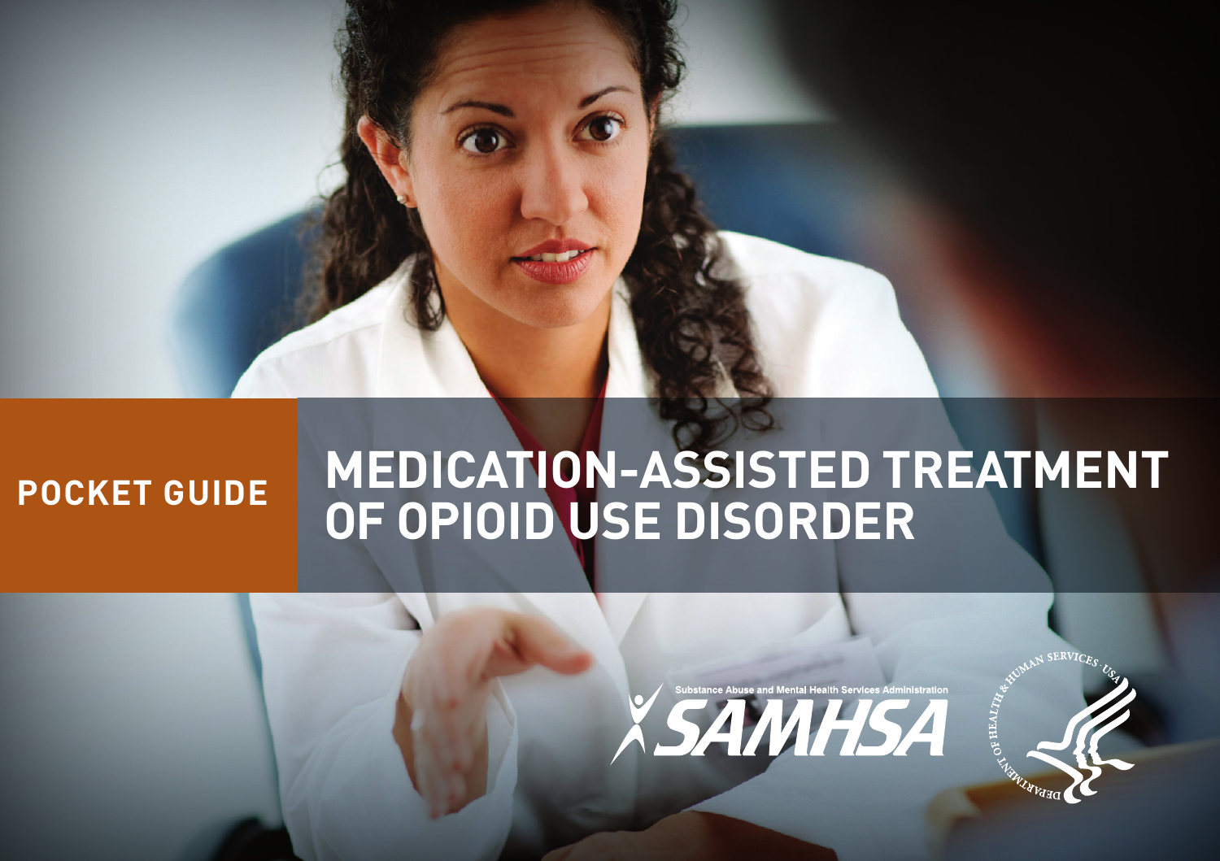POCKET GUIDE

# MEDICATION-ASSISTED TREATMENT OF OPIOID USE DISORDER

Substance Abuse and Mental Health Services Administration

SAMHSA

DEPARTMENT OF HEALTH & HUMAN SERVICES · USA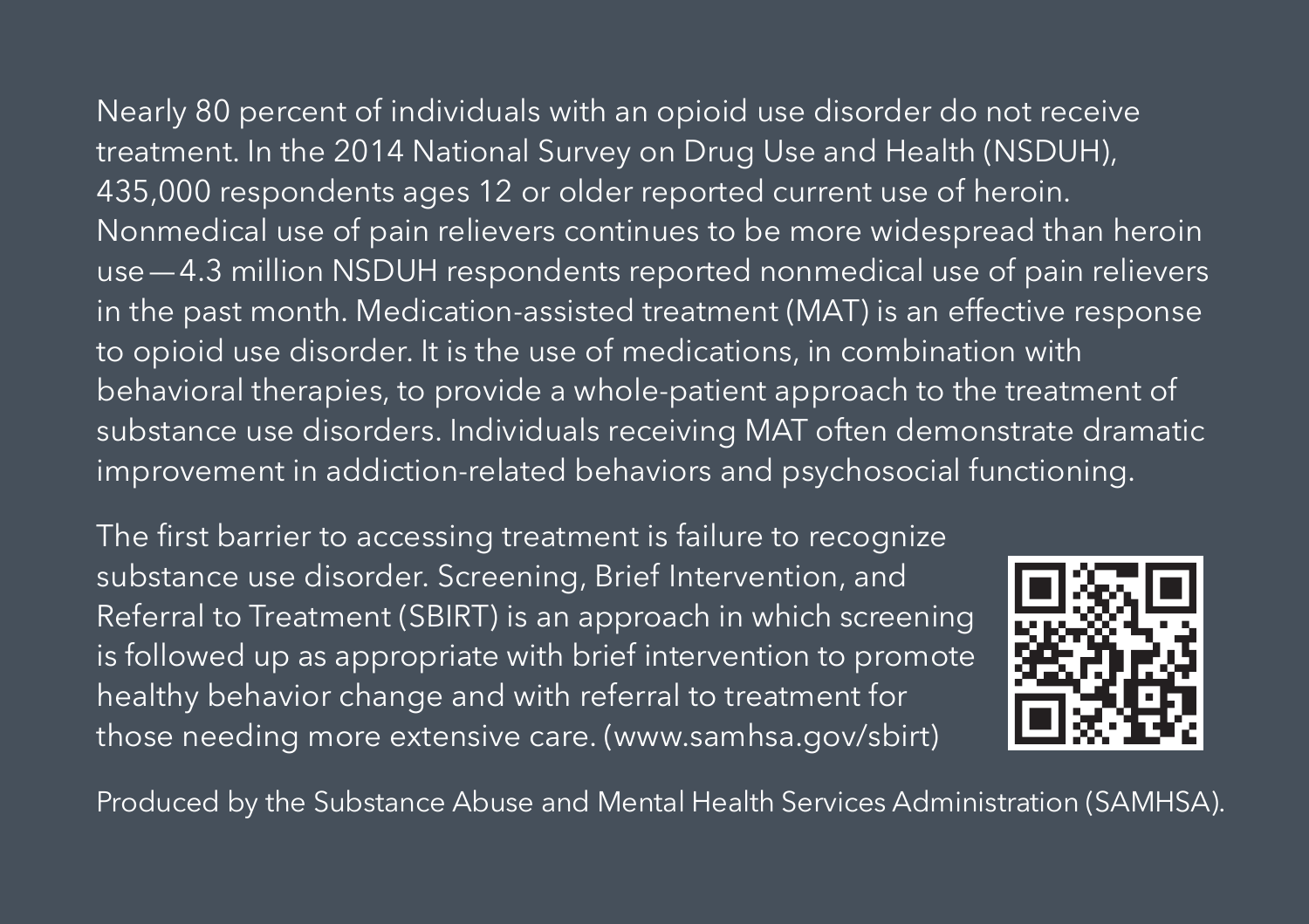Nearly 80 percent of individuals with an opioid use disorder do not receive treatment. In the 2014 National Survey on Drug Use and Health (NSDUH), 435,000 respondents ages 12 or older reported current use of heroin. Nonmedical use of pain relievers continues to be more widespread than heroin use—4.3 million NSDUH respondents reported nonmedical use of pain relievers in the past month. Medication-assisted treatment (MAT) is an effective response to opioid use disorder. It is the use of medications, in combination with behavioral therapies, to provide a whole-patient approach to the treatment of substance use disorders. Individuals receiving MAT often demonstrate dramatic improvement in addiction-related behaviors and psychosocial functioning.

The first barrier to accessing treatment is failure to recognize substance use disorder. Screening, Brief Intervention, and Referral to Treatment (SBIRT) is an approach in which screening is followed up as appropriate with brief intervention to promote healthy behavior change and with referral to treatment for those needing more extensive care. (www.samhsa.gov/sbirt)

Produced by the Substance Abuse and Mental Health Services Administration (SAMHSA).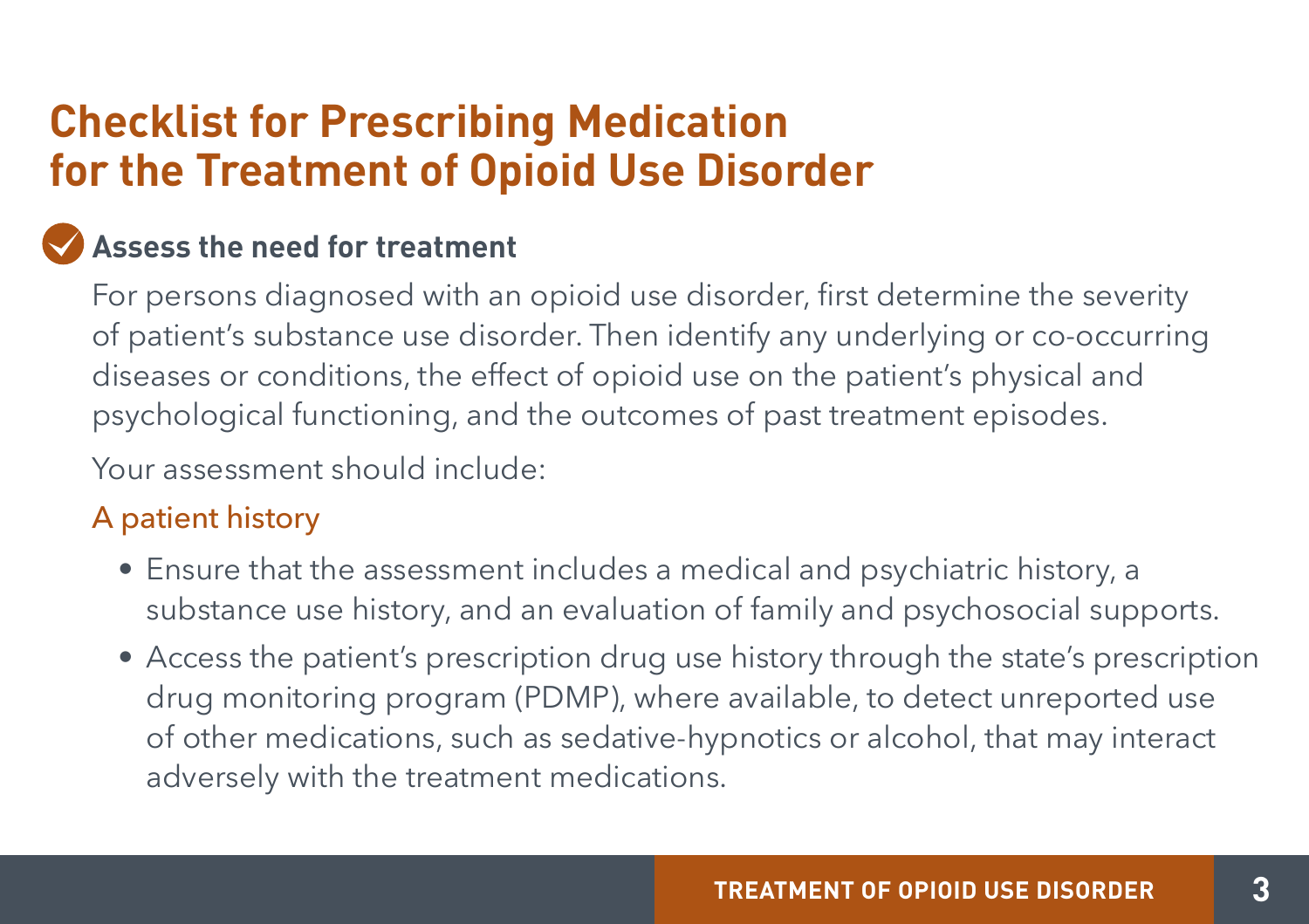# Checklist for Prescribing Medication for the Treatment of Opioid Use Disorder

## Assess the need for treatment

For persons diagnosed with an opioid use disorder, first determine the severity of patient's substance use disorder. Then identify any underlying or co-occurring diseases or conditions, the effect of opioid use on the patient's physical and psychological functioning, and the outcomes of past treatment episodes.

Your assessment should include:

### A patient history

- Ensure that the assessment includes a medical and psychiatric history, a substance use history, and an evaluation of family and psychosocial supports.
- Access the patient's prescription drug use history through the state's prescription drug monitoring program (PDMP), where available, to detect unreported use of other medications, such as sedative-hypnotics or alcohol, that may interact adversely with the treatment medications.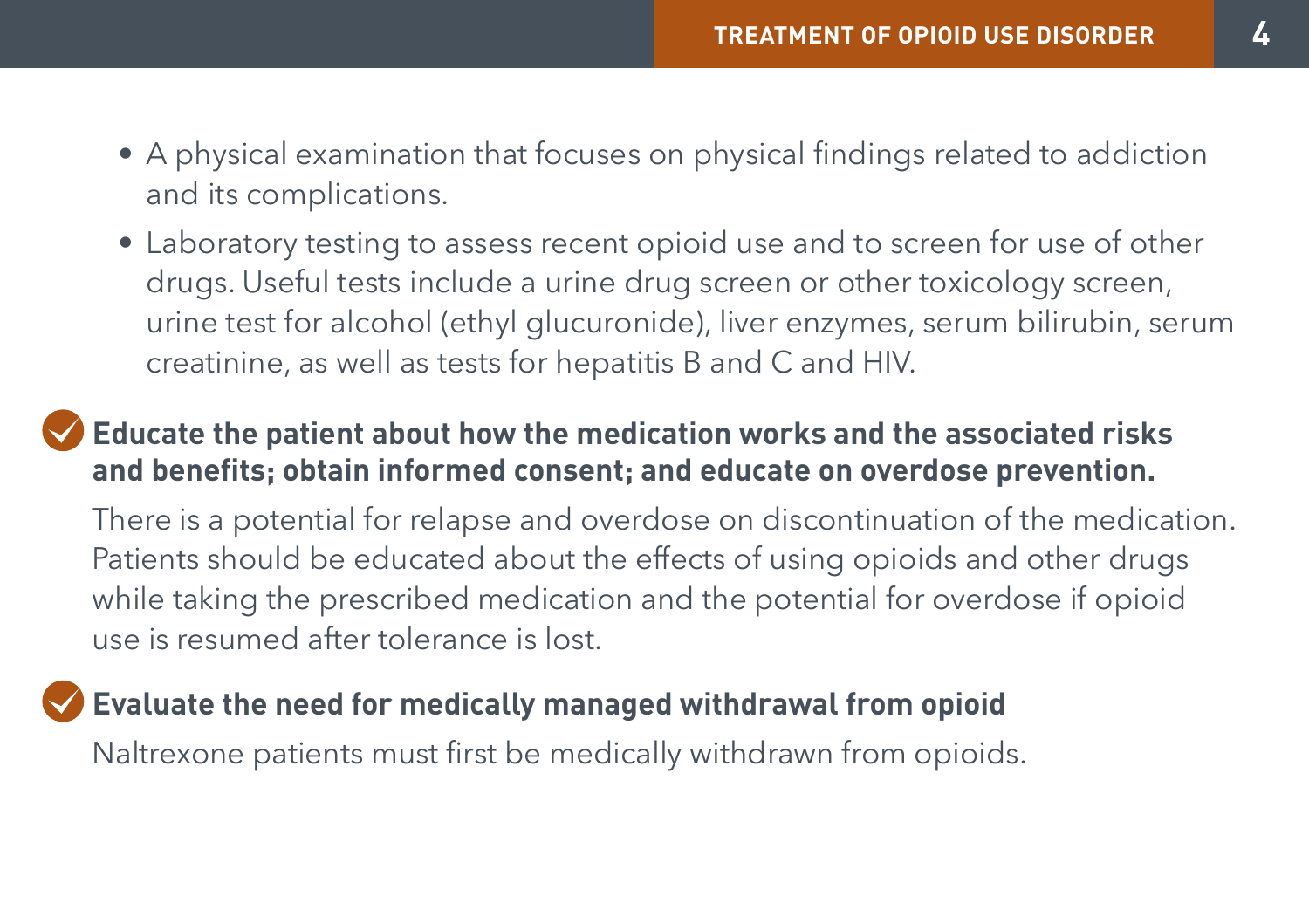- A physical examination that focuses on physical findings related to addiction and its complications.
- Laboratory testing to assess recent opioid use and to screen for use of other drugs. Useful tests include a urine drug screen or other toxicology screen, urine test for alcohol (ethyl glucuronide), liver enzymes, serum bilirubin, serum creatinine, as well as tests for hepatitis B and C and HIV.

**Educate the patient about how the medication works and the associated risks and benefits; obtain informed consent; and educate on overdose prevention.**

There is a potential for relapse and overdose on discontinuation of the medication. Patients should be educated about the effects of using opioids and other drugs while taking the prescribed medication and the potential for overdose if opioid use is resumed after tolerance is lost.

**Evaluate the need for medically managed withdrawal from opioid**

Naltrexone patients must first be medically withdrawn from opioids.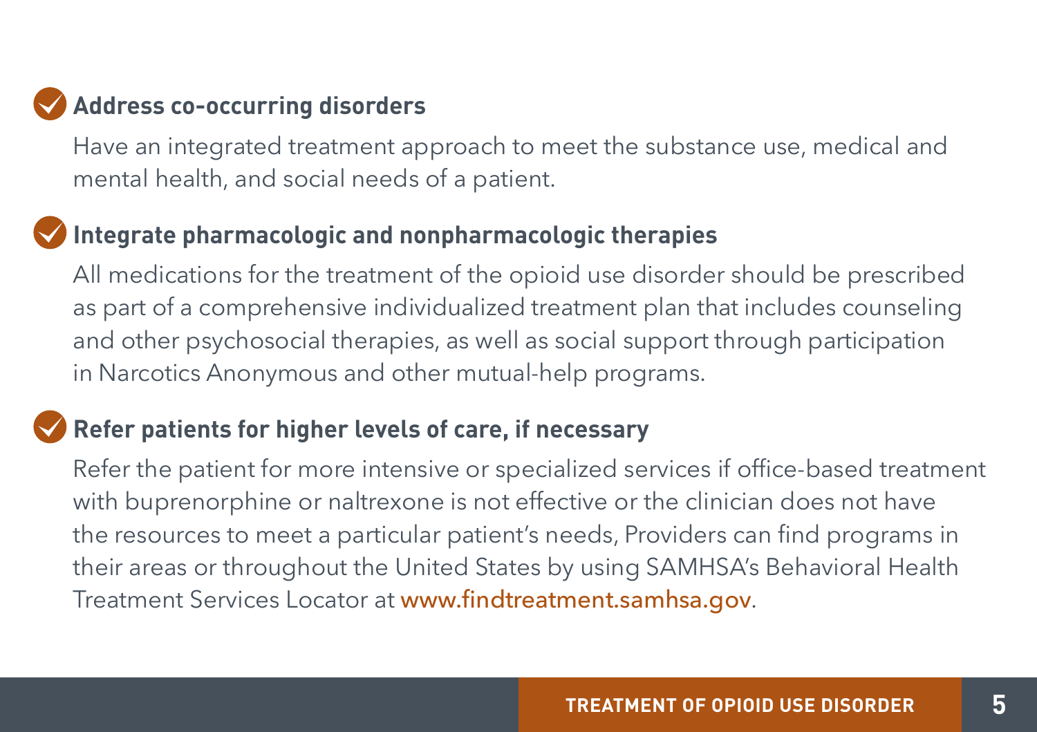### Address co-occurring disorders

Have an integrated treatment approach to meet the substance use, medical and mental health, and social needs of a patient.

### Integrate pharmacologic and nonpharmacologic therapies

All medications for the treatment of the opioid use disorder should be prescribed as part of a comprehensive individualized treatment plan that includes counseling and other psychosocial therapies, as well as social support through participation in Narcotics Anonymous and other mutual-help programs.

### Refer patients for higher levels of care, if necessary

Refer the patient for more intensive or specialized services if office-based treatment with buprenorphine or naltrexone is not effective or the clinician does not have the resources to meet a particular patient's needs, Providers can find programs in their areas or throughout the United States by using SAMHSA's Behavioral Health Treatment Services Locator at www.findtreatment.samhsa.gov.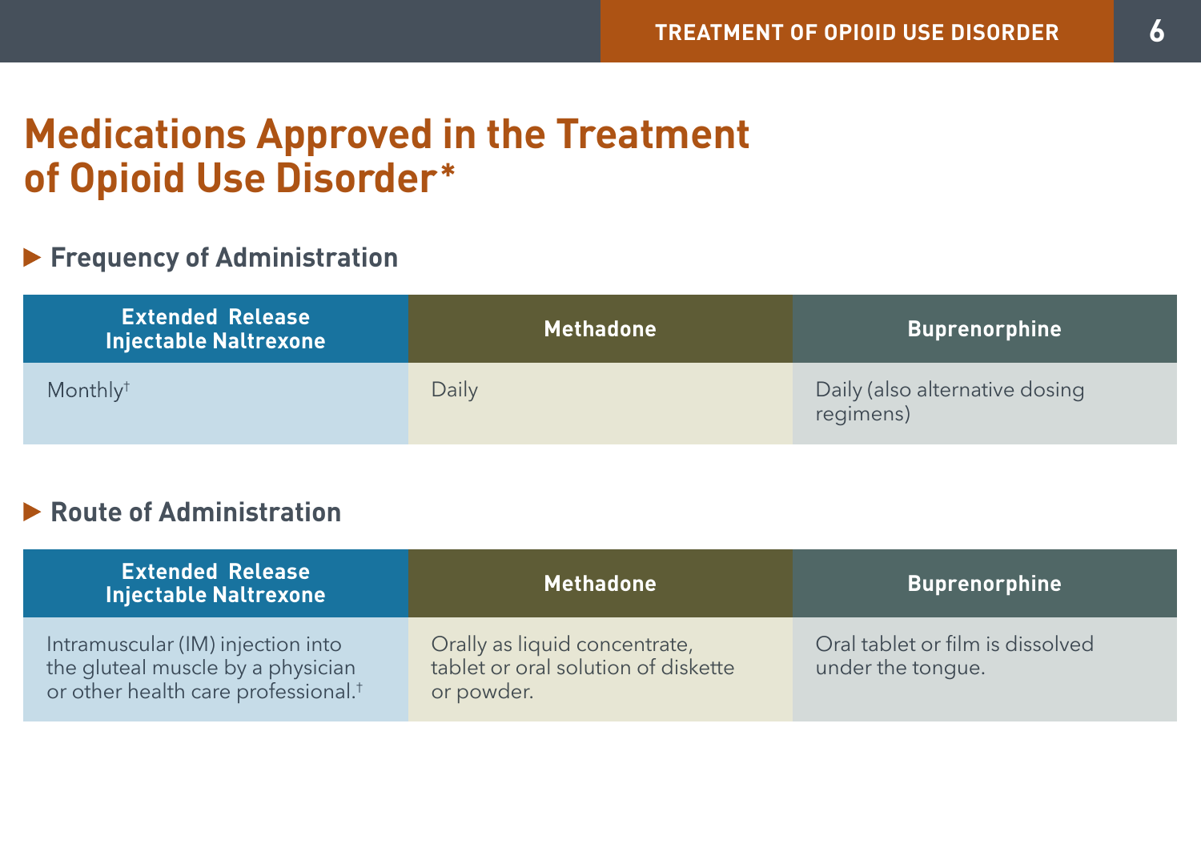# Medications Approved in the Treatment of Opioid Use Disorder*

## ▶ Frequency of Administration

| Extended Release Injectable Naltrexone | Methadone | Buprenorphine |
|---|---|---|
| Monthly† | Daily | Daily (also alternative dosing regimens) |

## ▶ Route of Administration

| Extended Release Injectable Naltrexone | Methadone | Buprenorphine |
|---|---|---|
| Intramuscular (IM) injection into the gluteal muscle by a physician or other health care professional.† | Orally as liquid concentrate, tablet or oral solution of diskette or powder. | Oral tablet or film is dissolved under the tongue. |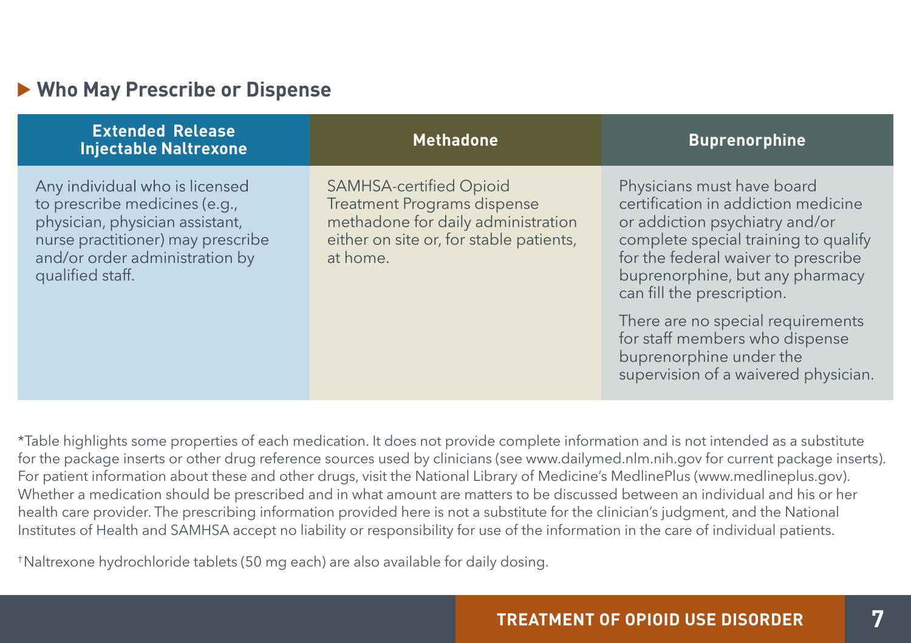### Who May Prescribe or Dispense

| Extended Release Injectable Naltrexone | Methadone | Buprenorphine |
|---|---|---|
| Any individual who is licensed to prescribe medicines (e.g., physician, physician assistant, nurse practitioner) may prescribe and/or order administration by qualified staff. | SAMHSA-certified Opioid Treatment Programs dispense methadone for daily administration either on site or, for stable patients, at home. | Physicians must have board certification in addiction medicine or addiction psychiatry and/or complete special training to qualify for the federal waiver to prescribe buprenorphine, but any pharmacy can fill the prescription.<br><br>There are no special requirements for staff members who dispense buprenorphine under the supervision of a waivered physician. |

*Table highlights some properties of each medication. It does not provide complete information and is not intended as a substitute for the package inserts or other drug reference sources used by clinicians (see www.dailymed.nlm.nih.gov for current package inserts). For patient information about these and other drugs, visit the National Library of Medicine's MedlinePlus (www.medlineplus.gov). Whether a medication should be prescribed and in what amount are matters to be discussed between an individual and his or her health care provider. The prescribing information provided here is not a substitute for the clinician's judgment, and the National Institutes of Health and SAMHSA accept no liability or responsibility for use of the information in the care of individual patients.

†Naltrexone hydrochloride tablets (50 mg each) are also available for daily dosing.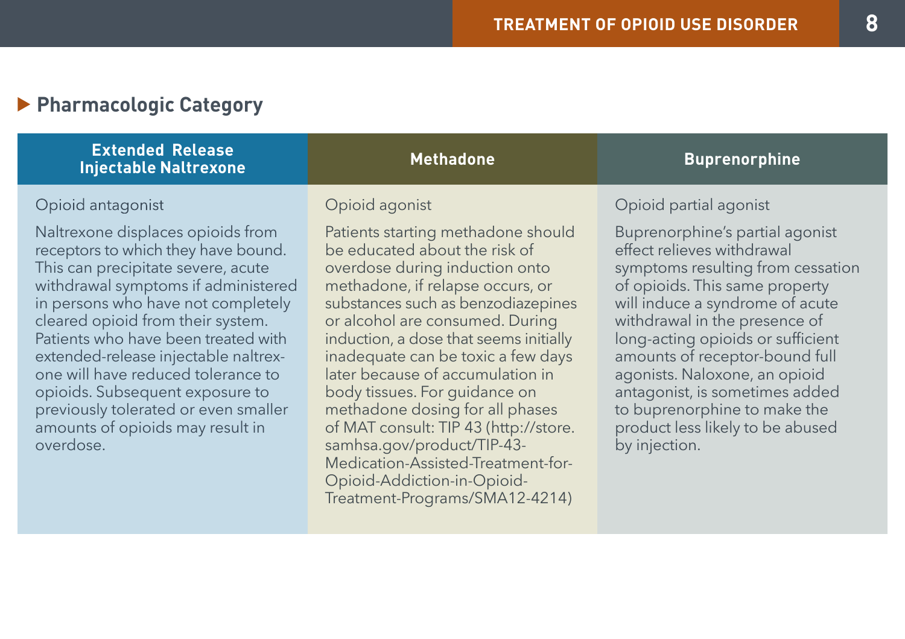## Pharmacologic Category

| Extended Release Injectable Naltrexone | Methadone | Buprenorphine |
|---|---|---|
| Opioid antagonist | Opioid agonist | Opioid partial agonist |
| Naltrexone displaces opioids from receptors to which they have bound. This can precipitate severe, acute withdrawal symptoms if administered in persons who have not completely cleared opioid from their system. Patients who have been treated with extended-release injectable naltrexone will have reduced tolerance to opioids. Subsequent exposure to previously tolerated or even smaller amounts of opioids may result in overdose. | Patients starting methadone should be educated about the risk of overdose during induction onto methadone, if relapse occurs, or substances such as benzodiazepines or alcohol are consumed. During induction, a dose that seems initially inadequate can be toxic a few days later because of accumulation in body tissues. For guidance on methadone dosing for all phases of MAT consult: TIP 43 (http://store.samhsa.gov/product/TIP-43-Medication-Assisted-Treatment-for-Opioid-Addiction-in-Opioid-Treatment-Programs/SMA12-4214) | Buprenorphine's partial agonist effect relieves withdrawal symptoms resulting from cessation of opioids. This same property will induce a syndrome of acute withdrawal in the presence of long-acting opioids or sufficient amounts of receptor-bound full agonists. Naloxone, an opioid antagonist, is sometimes added to buprenorphine to make the product less likely to be abused by injection. |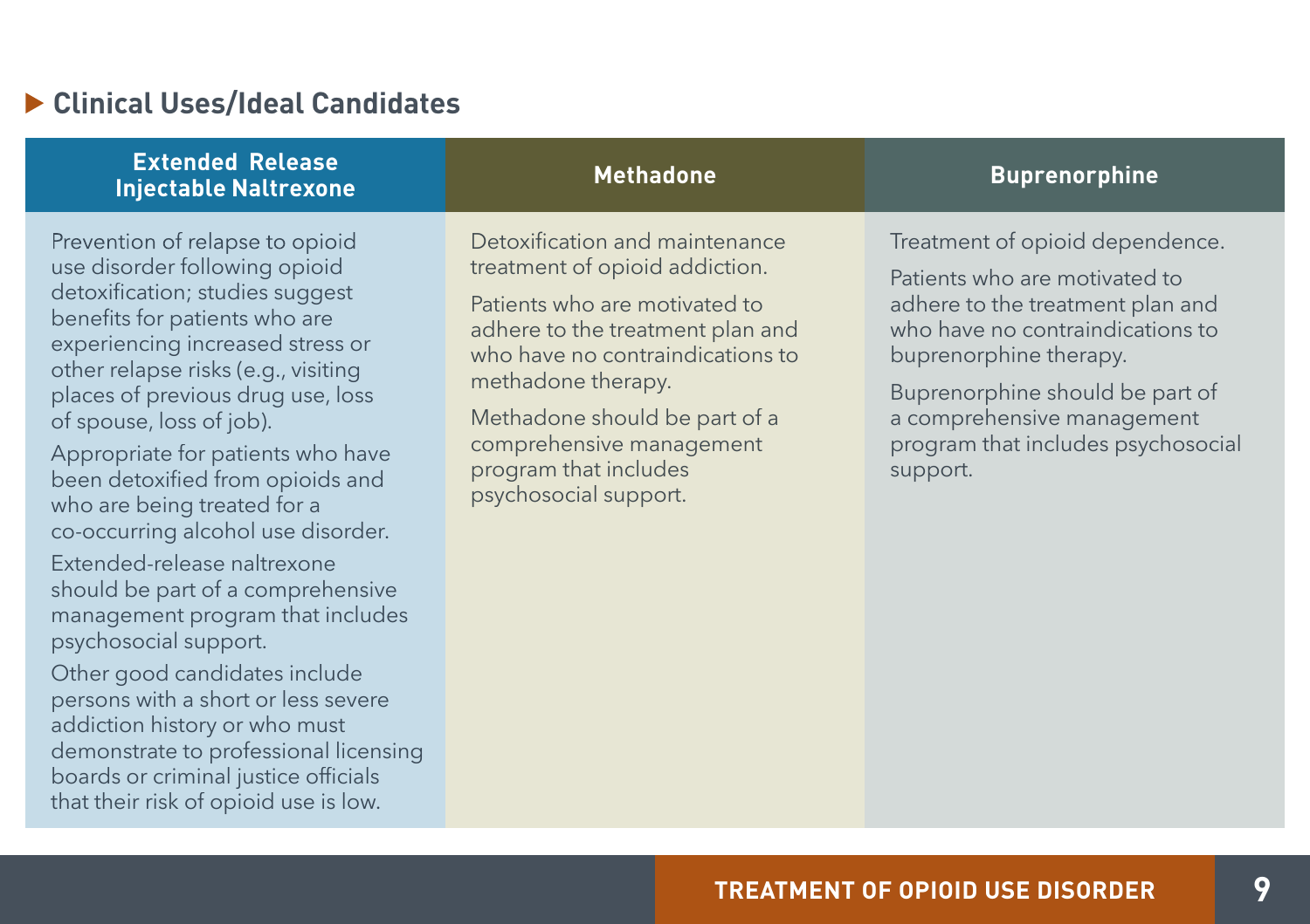## Clinical Uses/Ideal Candidates

| Extended Release Injectable Naltrexone | Methadone | Buprenorphine |
| --- | --- | --- |
| Prevention of relapse to opioid use disorder following opioid detoxification; studies suggest benefits for patients who are experiencing increased stress or other relapse risks (e.g., visiting places of previous drug use, loss of spouse, loss of job).<br><br>Appropriate for patients who have been detoxified from opioids and who are being treated for a co-occurring alcohol use disorder.<br><br>Extended-release naltrexone should be part of a comprehensive management program that includes psychosocial support.<br><br>Other good candidates include persons with a short or less severe addiction history or who must demonstrate to professional licensing boards or criminal justice officials that their risk of opioid use is low. | Detoxification and maintenance treatment of opioid addiction.<br><br>Patients who are motivated to adhere to the treatment plan and who have no contraindications to methadone therapy.<br><br>Methadone should be part of a comprehensive management program that includes psychosocial support. | Treatment of opioid dependence.<br><br>Patients who are motivated to adhere to the treatment plan and who have no contraindications to buprenorphine therapy.<br><br>Buprenorphine should be part of a comprehensive management program that includes psychosocial support. |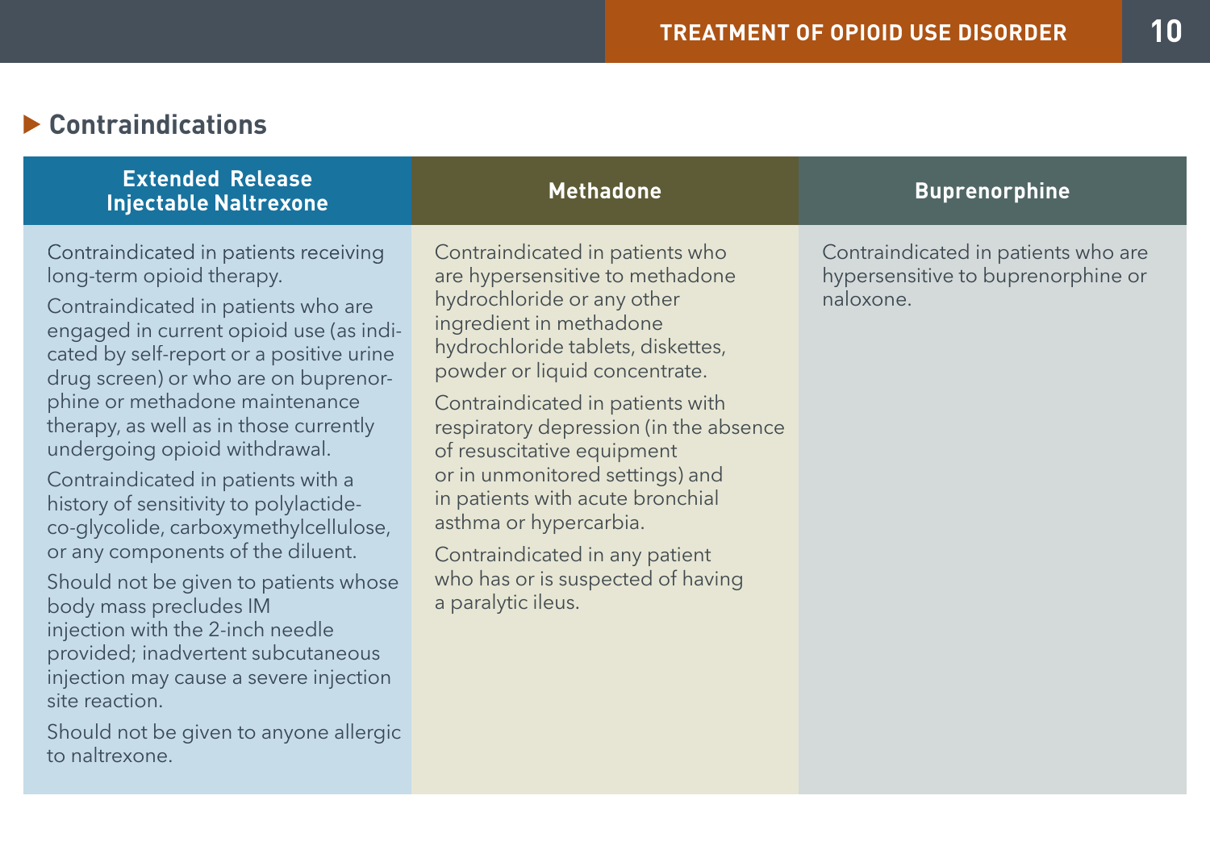## Contraindications

| Extended Release Injectable Naltrexone | Methadone | Buprenorphine |
| --- | --- | --- |
| Contraindicated in patients receiving long-term opioid therapy.<br><br>Contraindicated in patients who are engaged in current opioid use (as indicated by self-report or a positive urine drug screen) or who are on buprenorphine or methadone maintenance therapy, as well as in those currently undergoing opioid withdrawal.<br><br>Contraindicated in patients with a history of sensitivity to polylactide-co-glycolide, carboxymethylcellulose, or any components of the diluent.<br><br>Should not be given to patients whose body mass precludes IM injection with the 2-inch needle provided; inadvertent subcutaneous injection may cause a severe injection site reaction.<br><br>Should not be given to anyone allergic to naltrexone. | Contraindicated in patients who are hypersensitive to methadone hydrochloride or any other ingredient in methadone hydrochloride tablets, diskettes, powder or liquid concentrate.<br><br>Contraindicated in patients with respiratory depression (in the absence of resuscitative equipment or in unmonitored settings) and in patients with acute bronchial asthma or hypercarbia.<br><br>Contraindicated in any patient who has or is suspected of having a paralytic ileus. | Contraindicated in patients who are hypersensitive to buprenorphine or naloxone. |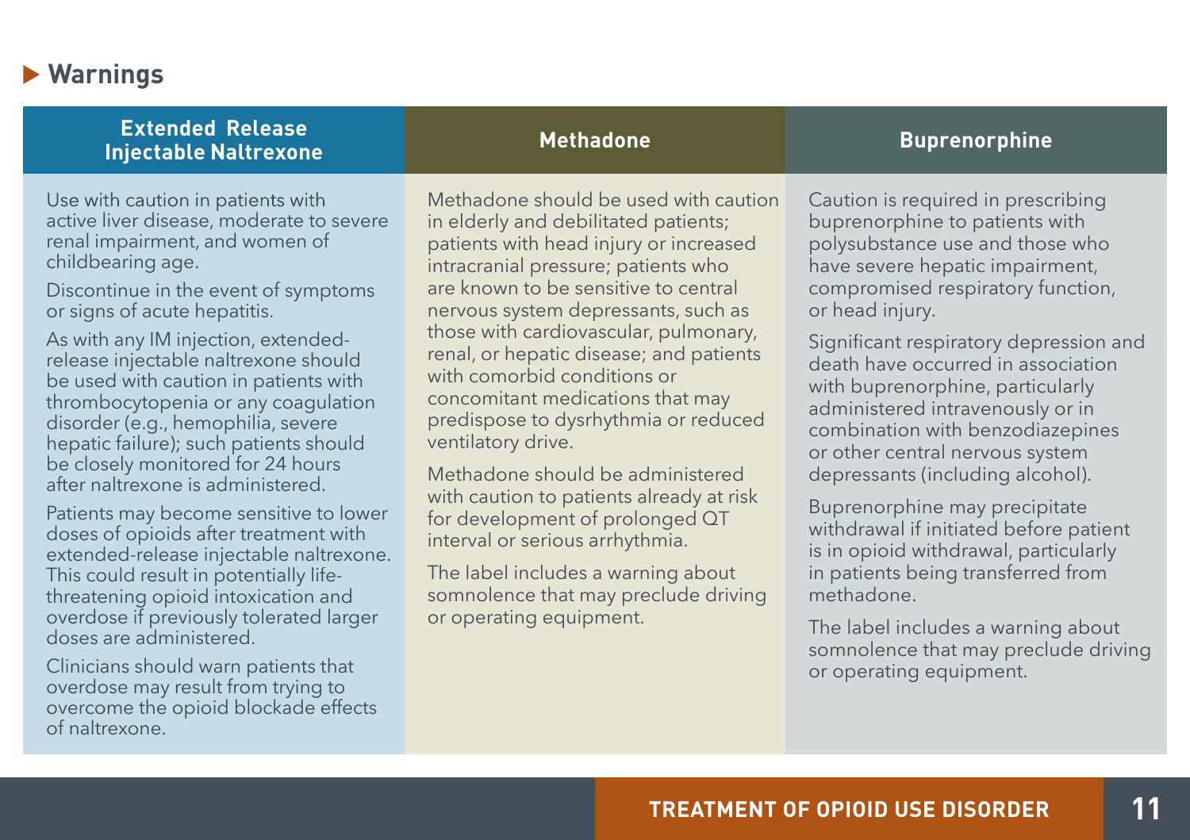## Warnings

| Extended Release Injectable Naltrexone | Methadone | Buprenorphine |
|---|---|---|
| Use with caution in patients with active liver disease, moderate to severe renal impairment, and women of childbearing age.<br><br>Discontinue in the event of symptoms or signs of acute hepatitis.<br><br>As with any IM injection, extended-release injectable naltrexone should be used with caution in patients with thrombocytopenia or any coagulation disorder (e.g., hemophilia, severe hepatic failure); such patients should be closely monitored for 24 hours after naltrexone is administered.<br><br>Patients may become sensitive to lower doses of opioids after treatment with extended-release injectable naltrexone. This could result in potentially life-threatening opioid intoxication and overdose if previously tolerated larger doses are administered.<br><br>Clinicians should warn patients that overdose may result from trying to overcome the opioid blockade effects of naltrexone. | Methadone should be used with caution in elderly and debilitated patients; patients with head injury or increased intracranial pressure; patients who are known to be sensitive to central nervous system depressants, such as those with cardiovascular, pulmonary, renal, or hepatic disease; and patients with comorbid conditions or concomitant medications that may predispose to dysrhythmia or reduced ventilatory drive.<br><br>Methadone should be administered with caution to patients already at risk for development of prolonged QT interval or serious arrhythmia.<br><br>The label includes a warning about somnolence that may preclude driving or operating equipment. | Caution is required in prescribing buprenorphine to patients with polysubstance use and those who have severe hepatic impairment, compromised respiratory function, or head injury.<br><br>Significant respiratory depression and death have occurred in association with buprenorphine, particularly administered intravenously or in combination with benzodiazepines or other central nervous system depressants (including alcohol).<br><br>Buprenorphine may precipitate withdrawal if initiated before patient is in opioid withdrawal, particularly in patients being transferred from methadone.<br><br>The label includes a warning about somnolence that may preclude driving or operating equipment. |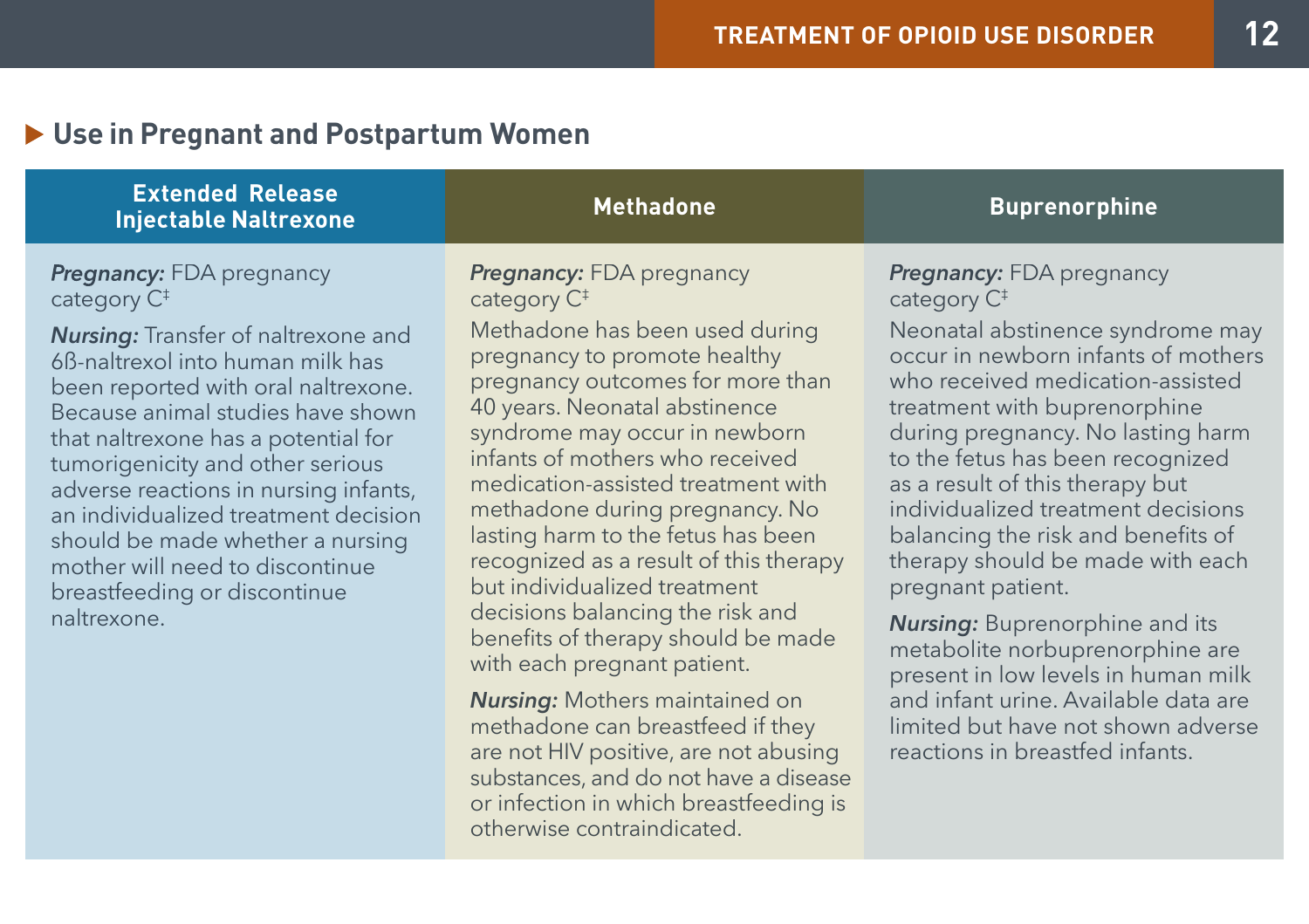## Use in Pregnant and Postpartum Women

| Extended Release Injectable Naltrexone | Methadone | Buprenorphine |
|---|---|---|
| ***Pregnancy:*** FDA pregnancy category C‡<br><br>***Nursing:*** Transfer of naltrexone and 6ß-naltrexol into human milk has been reported with oral naltrexone. Because animal studies have shown that naltrexone has a potential for tumorigenicity and other serious adverse reactions in nursing infants, an individualized treatment decision should be made whether a nursing mother will need to discontinue breastfeeding or discontinue naltrexone. | ***Pregnancy:*** FDA pregnancy category C‡<br>Methadone has been used during pregnancy to promote healthy pregnancy outcomes for more than 40 years. Neonatal abstinence syndrome may occur in newborn infants of mothers who received medication-assisted treatment with methadone during pregnancy. No lasting harm to the fetus has been recognized as a result of this therapy but individualized treatment decisions balancing the risk and benefits of therapy should be made with each pregnant patient.<br><br>***Nursing:*** Mothers maintained on methadone can breastfeed if they are not HIV positive, are not abusing substances, and do not have a disease or infection in which breastfeeding is otherwise contraindicated. | ***Pregnancy:*** FDA pregnancy category C‡<br>Neonatal abstinence syndrome may occur in newborn infants of mothers who received medication-assisted treatment with buprenorphine during pregnancy. No lasting harm to the fetus has been recognized as a result of this therapy but individualized treatment decisions balancing the risk and benefits of therapy should be made with each pregnant patient.<br><br>***Nursing:*** Buprenorphine and its metabolite norbuprenorphine are present in low levels in human milk and infant urine. Available data are limited but have not shown adverse reactions in breastfed infants. |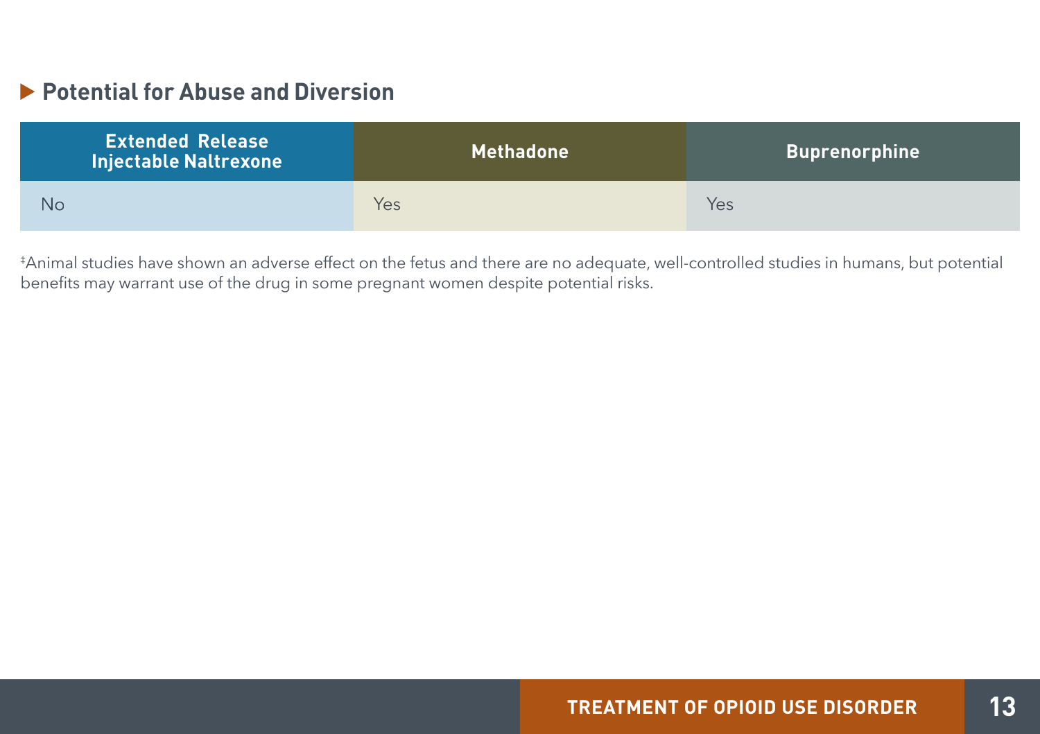## Potential for Abuse and Diversion

| Extended Release Injectable Naltrexone | Methadone | Buprenorphine |
|---|---|---|
| No | Yes | Yes |

‡Animal studies have shown an adverse effect on the fetus and there are no adequate, well-controlled studies in humans, but potential benefits may warrant use of the drug in some pregnant women despite potential risks.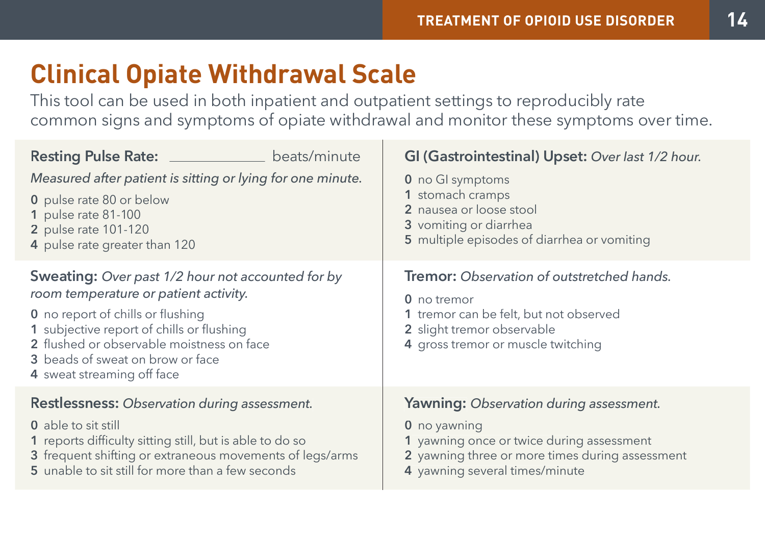# Clinical Opiate Withdrawal Scale

This tool can be used in both inpatient and outpatient settings to reproducibly rate common signs and symptoms of opiate withdrawal and monitor these symptoms over time.

**Resting Pulse Rate:** ____________ beats/minute

*Measured after patient is sitting or lying for one minute.*

- **0** pulse rate 80 or below
- **1** pulse rate 81-100
- **2** pulse rate 101-120
- **4** pulse rate greater than 120

**GI (Gastrointestinal) Upset:** *Over last 1/2 hour.*

- **0** no GI symptoms
- **1** stomach cramps
- **2** nausea or loose stool
- **3** vomiting or diarrhea
- **5** multiple episodes of diarrhea or vomiting

**Sweating:** *Over past 1/2 hour not accounted for by room temperature or patient activity.*

- **0** no report of chills or flushing
- **1** subjective report of chills or flushing
- **2** flushed or observable moistness on face
- **3** beads of sweat on brow or face
- **4** sweat streaming off face

**Tremor:** *Observation of outstretched hands.*

- **0** no tremor
- **1** tremor can be felt, but not observed
- **2** slight tremor observable
- **4** gross tremor or muscle twitching

**Restlessness:** *Observation during assessment.*

- **0** able to sit still
- **1** reports difficulty sitting still, but is able to do so
- **3** frequent shifting or extraneous movements of legs/arms
- **5** unable to sit still for more than a few seconds

**Yawning:** *Observation during assessment.*

- **0** no yawning
- **1** yawning once or twice during assessment
- **2** yawning three or more times during assessment
- **4** yawning several times/minute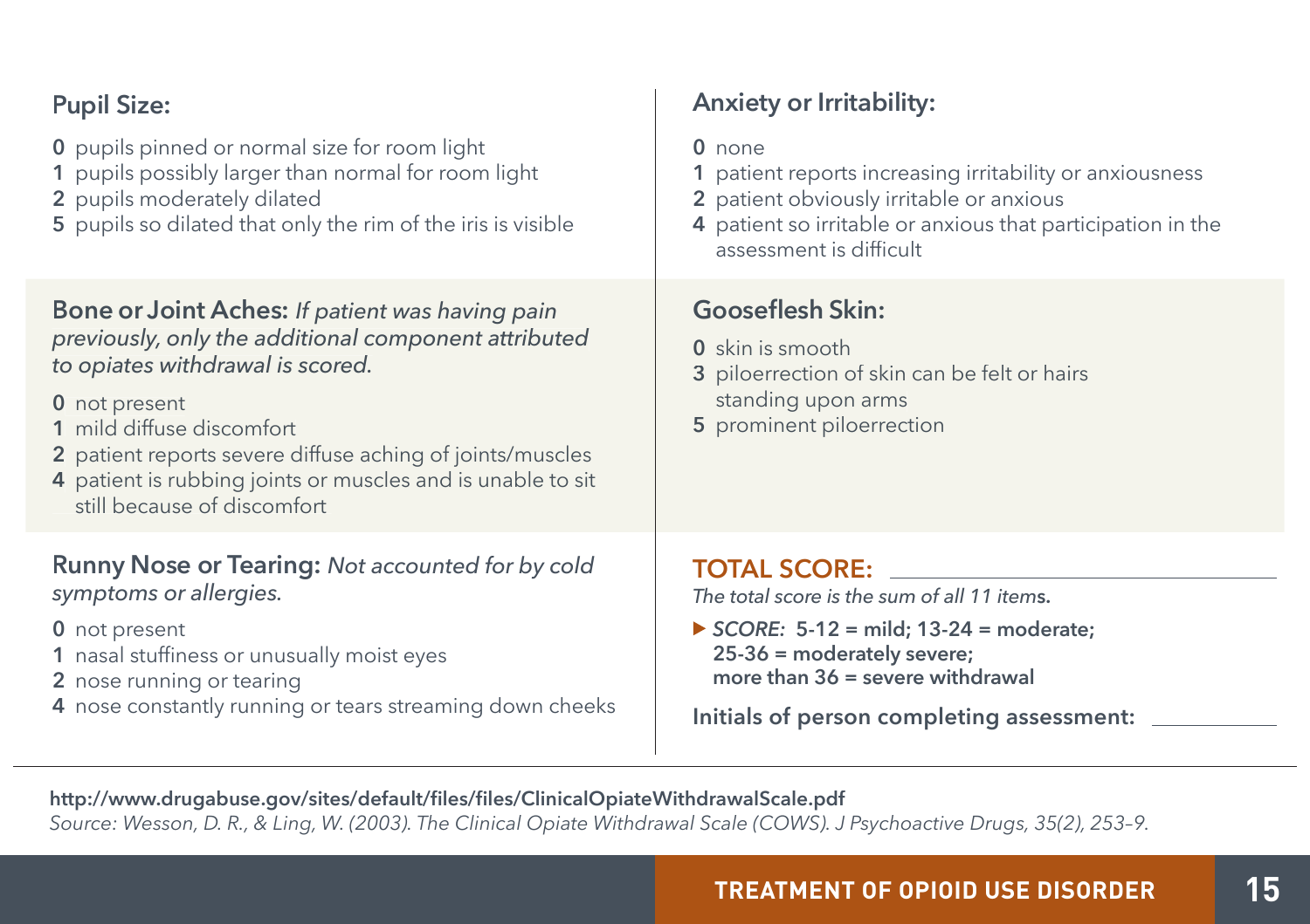**Pupil Size:**

**0** pupils pinned or normal size for room light
**1** pupils possibly larger than normal for room light
**2** pupils moderately dilated
**5** pupils so dilated that only the rim of the iris is visible

**Bone or Joint Aches:** *If patient was having pain previously, only the additional component attributed to opiates withdrawal is scored.*

**0** not present
**1** mild diffuse discomfort
**2** patient reports severe diffuse aching of joints/muscles
**4** patient is rubbing joints or muscles and is unable to sit still because of discomfort

**Runny Nose or Tearing:** *Not accounted for by cold symptoms or allergies.*

**0** not present
**1** nasal stuffiness or unusually moist eyes
**2** nose running or tearing
**4** nose constantly running or tears streaming down cheeks

**Anxiety or Irritability:**

**0** none
**1** patient reports increasing irritability or anxiousness
**2** patient obviously irritable or anxious
**4** patient so irritable or anxious that participation in the assessment is difficult

**Gooseflesh Skin:**

**0** skin is smooth
**3** piloerrection of skin can be felt or hairs standing upon arms
**5** prominent piloerrection

**TOTAL SCORE:** ____________________

*The total score is the sum of all 11 items.*

▶ ***SCORE:* 5-12 = mild; 13-24 = moderate; 25-36 = moderately severe; more than 36 = severe withdrawal**

**Initials of person completing assessment:** __________

**http://www.drugabuse.gov/sites/default/files/files/ClinicalOpiateWithdrawalScale.pdf**
*Source: Wesson, D. R., & Ling, W. (2003). The Clinical Opiate Withdrawal Scale (COWS). J Psychoactive Drugs, 35(2), 253–9.*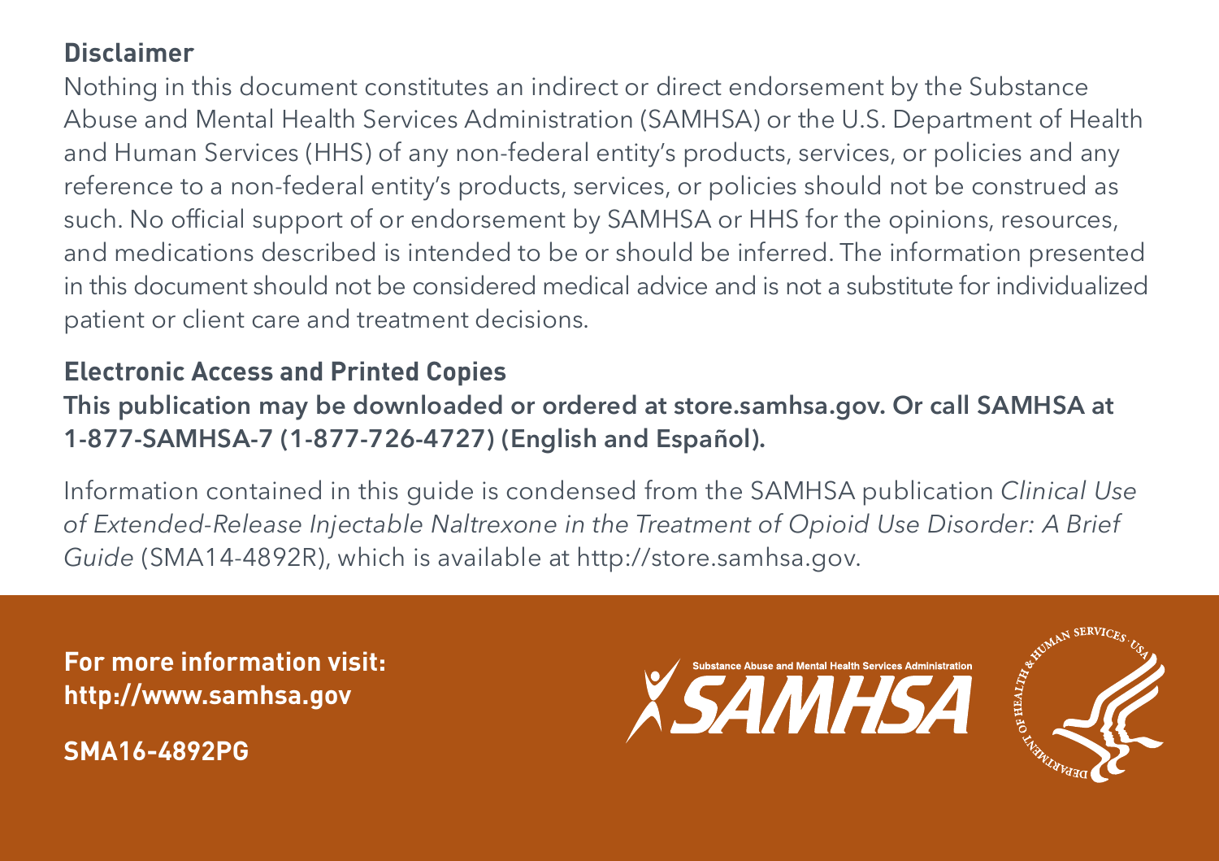## Disclaimer

Nothing in this document constitutes an indirect or direct endorsement by the Substance Abuse and Mental Health Services Administration (SAMHSA) or the U.S. Department of Health and Human Services (HHS) of any non-federal entity's products, services, or policies and any reference to a non-federal entity's products, services, or policies should not be construed as such. No official support of or endorsement by SAMHSA or HHS for the opinions, resources, and medications described is intended to be or should be inferred. The information presented in this document should not be considered medical advice and is not a substitute for individualized patient or client care and treatment decisions.

## Electronic Access and Printed Copies

**This publication may be downloaded or ordered at store.samhsa.gov. Or call SAMHSA at 1-877-SAMHSA-7 (1-877-726-4727) (English and Español).**

Information contained in this guide is condensed from the SAMHSA publication *Clinical Use of Extended-Release Injectable Naltrexone in the Treatment of Opioid Use Disorder: A Brief Guide* (SMA14-4892R), which is available at http://store.samhsa.gov.

**For more information visit:**
**http://www.samhsa.gov**

**SMA16-4892PG**

Substance Abuse and Mental Health Services Administration
SAMHSA